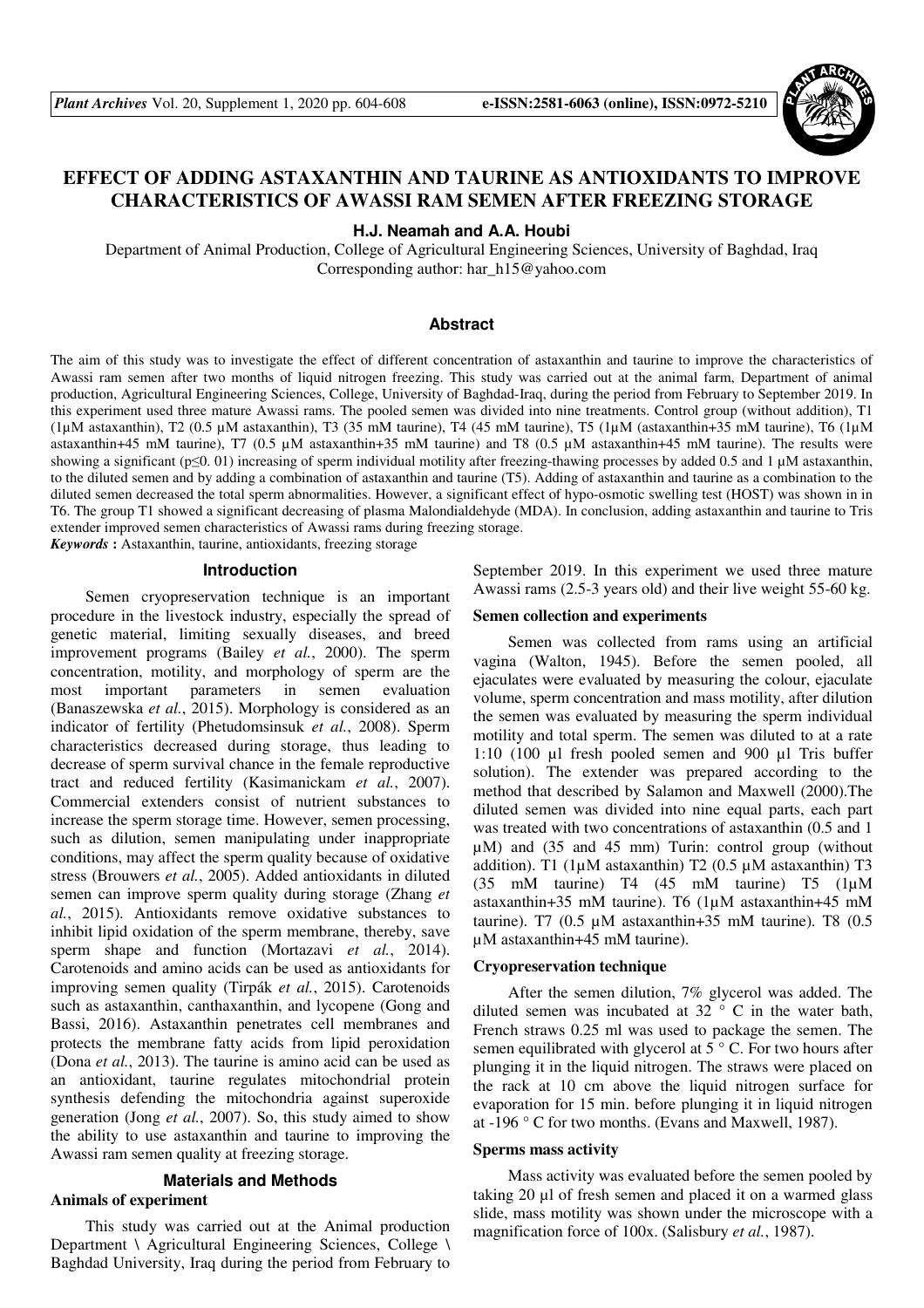# EFFECT OF ADDING ASTAXANTHIN AND TAURINE AS ANTIOXIDANTS TO IMPROVE CHARACTERISTICS OF AWASSI RAM SEMEN AFTER FREEZING STORAGE

**H.J. Neamah and A.A. Houbi**

Department of Animal Production, College of Agricultural Engineering Sciences, University of Baghdad, Iraq
Corresponding author: har_h15@yahoo.com

## Abstract

The aim of this study was to investigate the effect of different concentration of astaxanthin and taurine to improve the characteristics of Awassi ram semen after two months of liquid nitrogen freezing. This study was carried out at the animal farm, Department of animal production, Agricultural Engineering Sciences, College, University of Baghdad-Iraq, during the period from February to September 2019. In this experiment used three mature Awassi rams. The pooled semen was divided into nine treatments. Control group (without addition), T1 (1µM astaxanthin), T2 (0.5 µM astaxanthin), T3 (35 mM taurine), T4 (45 mM taurine), T5 (1µM (astaxanthin+35 mM taurine), T6 (1µM astaxanthin+45 mM taurine), T7 (0.5 µM astaxanthin+35 mM taurine) and T8 (0.5 µM astaxanthin+45 mM taurine). The results were showing a significant (p≤0. 01) increasing of sperm individual motility after freezing-thawing processes by added 0.5 and 1 µM astaxanthin, to the diluted semen and by adding a combination of astaxanthin and taurine (T5). Adding of astaxanthin and taurine as a combination to the diluted semen decreased the total sperm abnormalities. However, a significant effect of hypo-osmotic swelling test (HOST) was shown in in T6. The group T1 showed a significant decreasing of plasma Malondialdehyde (MDA). In conclusion, adding astaxanthin and taurine to Tris extender improved semen characteristics of Awassi rams during freezing storage.

***Keywords*** **:** Astaxanthin, taurine, antioxidants, freezing storage

## Introduction

Semen cryopreservation technique is an important procedure in the livestock industry, especially the spread of genetic material, limiting sexually diseases, and breed improvement programs (Bailey *et al.*, 2000). The sperm concentration, motility, and morphology of sperm are the most important parameters in semen evaluation (Banaszewska *et al.*, 2015). Morphology is considered as an indicator of fertility (Phetudomsinsuk *et al.*, 2008). Sperm characteristics decreased during storage, thus leading to decrease of sperm survival chance in the female reproductive tract and reduced fertility (Kasimanickam *et al.*, 2007). Commercial extenders consist of nutrient substances to increase the sperm storage time. However, semen processing, such as dilution, semen manipulating under inappropriate conditions, may affect the sperm quality because of oxidative stress (Brouwers *et al.*, 2005). Added antioxidants in diluted semen can improve sperm quality during storage (Zhang *et al.*, 2015). Antioxidants remove oxidative substances to inhibit lipid oxidation of the sperm membrane, thereby, save sperm shape and function (Mortazavi *et al.*, 2014). Carotenoids and amino acids can be used as antioxidants for improving semen quality (Tirpák *et al.*, 2015). Carotenoids such as astaxanthin, canthaxanthin, and lycopene (Gong and Bassi, 2016). Astaxanthin penetrates cell membranes and protects the membrane fatty acids from lipid peroxidation (Dona *et al.*, 2013). The taurine is amino acid can be used as an antioxidant, taurine regulates mitochondrial protein synthesis defending the mitochondria against superoxide generation (Jong *et al.*, 2007). So, this study aimed to show the ability to use astaxanthin and taurine to improving the Awassi ram semen quality at freezing storage.

## Materials and Methods

### Animals of experiment

This study was carried out at the Animal production Department \ Agricultural Engineering Sciences, College \ Baghdad University, Iraq during the period from February to September 2019. In this experiment we used three mature Awassi rams (2.5-3 years old) and their live weight 55-60 kg.

### Semen collection and experiments

Semen was collected from rams using an artificial vagina (Walton, 1945). Before the semen pooled, all ejaculates were evaluated by measuring the colour, ejaculate volume, sperm concentration and mass motility, after dilution the semen was evaluated by measuring the sperm individual motility and total sperm. The semen was diluted to at a rate 1:10 (100 µl fresh pooled semen and 900 µl Tris buffer solution). The extender was prepared according to the method that described by Salamon and Maxwell (2000).The diluted semen was divided into nine equal parts, each part was treated with two concentrations of astaxanthin (0.5 and 1 µM) and (35 and 45 mm) Turin: control group (without addition). T1 (1µM astaxanthin) T2 (0.5 µM astaxanthin) T3 (35 mM taurine) T4 (45 mM taurine) T5 (1µM astaxanthin+35 mM taurine). T6 (1µM astaxanthin+45 mM taurine). T7 (0.5 µM astaxanthin+35 mM taurine). T8 (0.5 µM astaxanthin+45 mM taurine).

### Cryopreservation technique

After the semen dilution, 7% glycerol was added. The diluted semen was incubated at 32 ° C in the water bath, French straws 0.25 ml was used to package the semen. The semen equilibrated with glycerol at 5 ° C. For two hours after plunging it in the liquid nitrogen. The straws were placed on the rack at 10 cm above the liquid nitrogen surface for evaporation for 15 min. before plunging it in liquid nitrogen at -196 ° C for two months. (Evans and Maxwell, 1987).

### Sperms mass activity

Mass activity was evaluated before the semen pooled by taking 20 µl of fresh semen and placed it on a warmed glass slide, mass motility was shown under the microscope with a magnification force of 100x. (Salisbury *et al.*, 1987).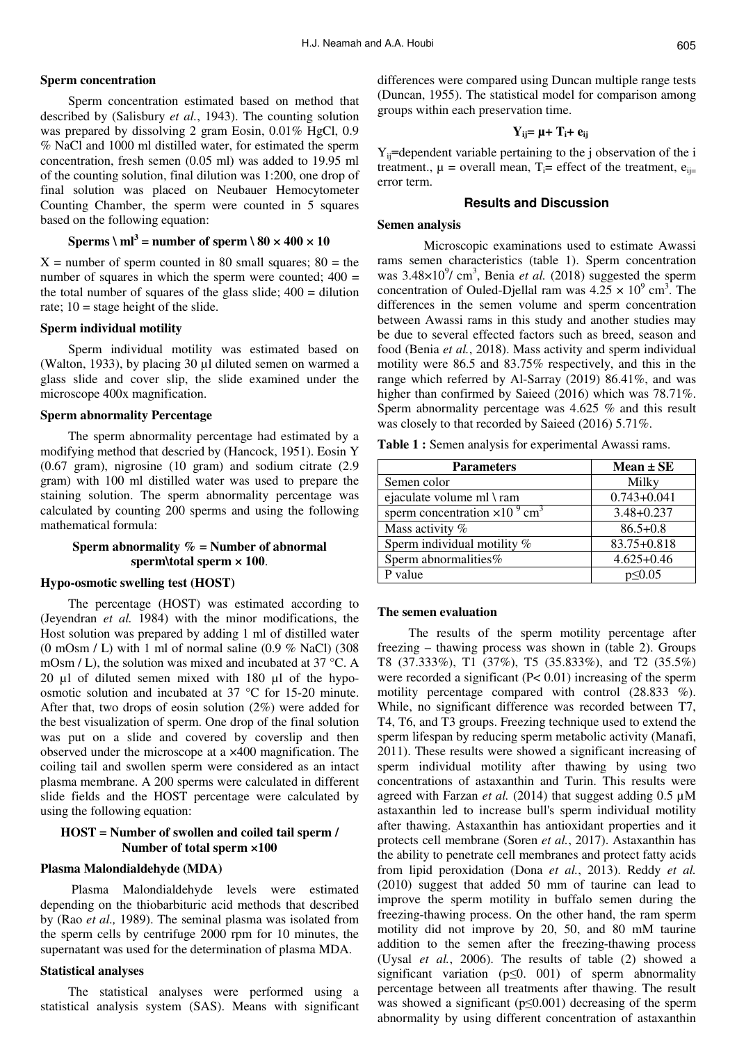#### Sperm concentration

Sperm concentration estimated based on method that described by (Salisbury *et al.*, 1943). The counting solution was prepared by dissolving 2 gram Eosin, 0.01% HgCl, 0.9 % NaCl and 1000 ml distilled water, for estimated the sperm concentration, fresh semen (0.05 ml) was added to 19.95 ml of the counting solution, final dilution was 1:200, one drop of final solution was placed on Neubauer Hemocytometer Counting Chamber, the sperm were counted in 5 squares based on the following equation:

$$\textbf{Sperms} \setminus \textbf{ml}^3 = \textbf{number of sperm} \setminus 80 \times 400 \times 10$$

X = number of sperm counted in 80 small squares; 80 = the number of squares in which the sperm were counted; 400 = the total number of squares of the glass slide; 400 = dilution rate; 10 = stage height of the slide.

#### Sperm individual motility

Sperm individual motility was estimated based on (Walton, 1933), by placing 30 µl diluted semen on warmed a glass slide and cover slip, the slide examined under the microscope 400x magnification.

#### Sperm abnormality Percentage

The sperm abnormality percentage had estimated by a modifying method that descried by (Hancock, 1951). Eosin Y (0.67 gram), nigrosine (10 gram) and sodium citrate (2.9 gram) with 100 ml distilled water was used to prepare the staining solution. The sperm abnormality percentage was calculated by counting 200 sperms and using the following mathematical formula:

**Sperm abnormality % = Number of abnormal sperm\total sperm × 100**.

#### Hypo-osmotic swelling test (HOST)

The percentage (HOST) was estimated according to (Jeyendran *et al.* 1984) with the minor modifications, the Host solution was prepared by adding 1 ml of distilled water (0 mOsm / L) with 1 ml of normal saline (0.9 % NaCl) (308 mOsm / L), the solution was mixed and incubated at 37 °C. A 20 µl of diluted semen mixed with 180 µl of the hypo-osmotic solution and incubated at 37 °C for 15-20 minute. After that, two drops of eosin solution (2%) were added for the best visualization of sperm. One drop of the final solution was put on a slide and covered by coverslip and then observed under the microscope at a ×400 magnification. The coiling tail and swollen sperm were considered as an intact plasma membrane. A 200 sperms were calculated in different slide fields and the HOST percentage were calculated by using the following equation:

**HOST = Number of swollen and coiled tail sperm / Number of total sperm ×100**

#### Plasma Malondialdehyde (MDA)

Plasma Malondialdehyde levels were estimated depending on the thiobarbituric acid methods that described by (Rao *et al.,* 1989). The seminal plasma was isolated from the sperm cells by centrifuge 2000 rpm for 10 minutes, the supernatant was used for the determination of plasma MDA.

#### Statistical analyses

The statistical analyses were performed using a statistical analysis system (SAS). Means with significant differences were compared using Duncan multiple range tests (Duncan, 1955). The statistical model for comparison among groups within each preservation time.

$$Y_{ij} = \mu + T_i + e_{ij}$$

$Y_{ij}$=dependent variable pertaining to the j observation of the i treatment., $\mu$ = overall mean, $T_i$= effect of the treatment, $e_{ij}$= error term.

## Results and Discussion

#### Semen analysis

Microscopic examinations used to estimate Awassi rams semen characteristics (table 1). Sperm concentration was $3.48\times10^9$/ cm$^3$, Benia *et al.* (2018) suggested the sperm concentration of Ouled-Djellal ram was $4.25 \times 10^9$ cm$^3$. The differences in the semen volume and sperm concentration between Awassi rams in this study and another studies may be due to several effected factors such as breed, season and food (Benia *et al.*, 2018). Mass activity and sperm individual motility were 86.5 and 83.75% respectively, and this in the range which referred by Al-Sarray (2019) 86.41%, and was higher than confirmed by Saieed (2016) which was 78.71%. Sperm abnormality percentage was 4.625 % and this result was closely to that recorded by Saieed (2016) 5.71%.

**Table 1 :** Semen analysis for experimental Awassi rams.

| Parameters | Mean ± SE |
|---|---|
| Semen color | Milky |
| ejaculate volume ml \ ram | 0.743+0.041 |
| sperm concentration $\times10^9$ cm$^3$ | 3.48+0.237 |
| Mass activity % | 86.5+0.8 |
| Sperm individual motility % | 83.75+0.818 |
| Sperm abnormalities% | 4.625+0.46 |
| P value | $p\leq0.05$ |

#### The semen evaluation

The results of the sperm motility percentage after freezing – thawing process was shown in (table 2). Groups T8 (37.333%), T1 (37%), T5 (35.833%), and T2 (35.5%) were recorded a significant ($P< 0.01$) increasing of the sperm motility percentage compared with control (28.833 %). While, no significant difference was recorded between T7, T4, T6, and T3 groups. Freezing technique used to extend the sperm lifespan by reducing sperm metabolic activity (Manafi, 2011). These results were showed a significant increasing of sperm individual motility after thawing by using two concentrations of astaxanthin and Turin. This results were agreed with Farzan *et al.* (2014) that suggest adding 0.5 µM astaxanthin led to increase bull's sperm individual motility after thawing. Astaxanthin has antioxidant properties and it protects cell membrane (Soren *et al.*, 2017). Astaxanthin has the ability to penetrate cell membranes and protect fatty acids from lipid peroxidation (Dona *et al.*, 2013). Reddy *et al.* (2010) suggest that added 50 mm of taurine can lead to improve the sperm motility in buffalo semen during the freezing-thawing process. On the other hand, the ram sperm motility did not improve by 20, 50, and 80 mM taurine addition to the semen after the freezing-thawing process (Uysal *et al.*, 2006). The results of table (2) showed a significant variation ($p\leq0.001$) of sperm abnormality percentage between all treatments after thawing. The result was showed a significant ($p\leq0.001$) decreasing of the sperm abnormality by using different concentration of astaxanthin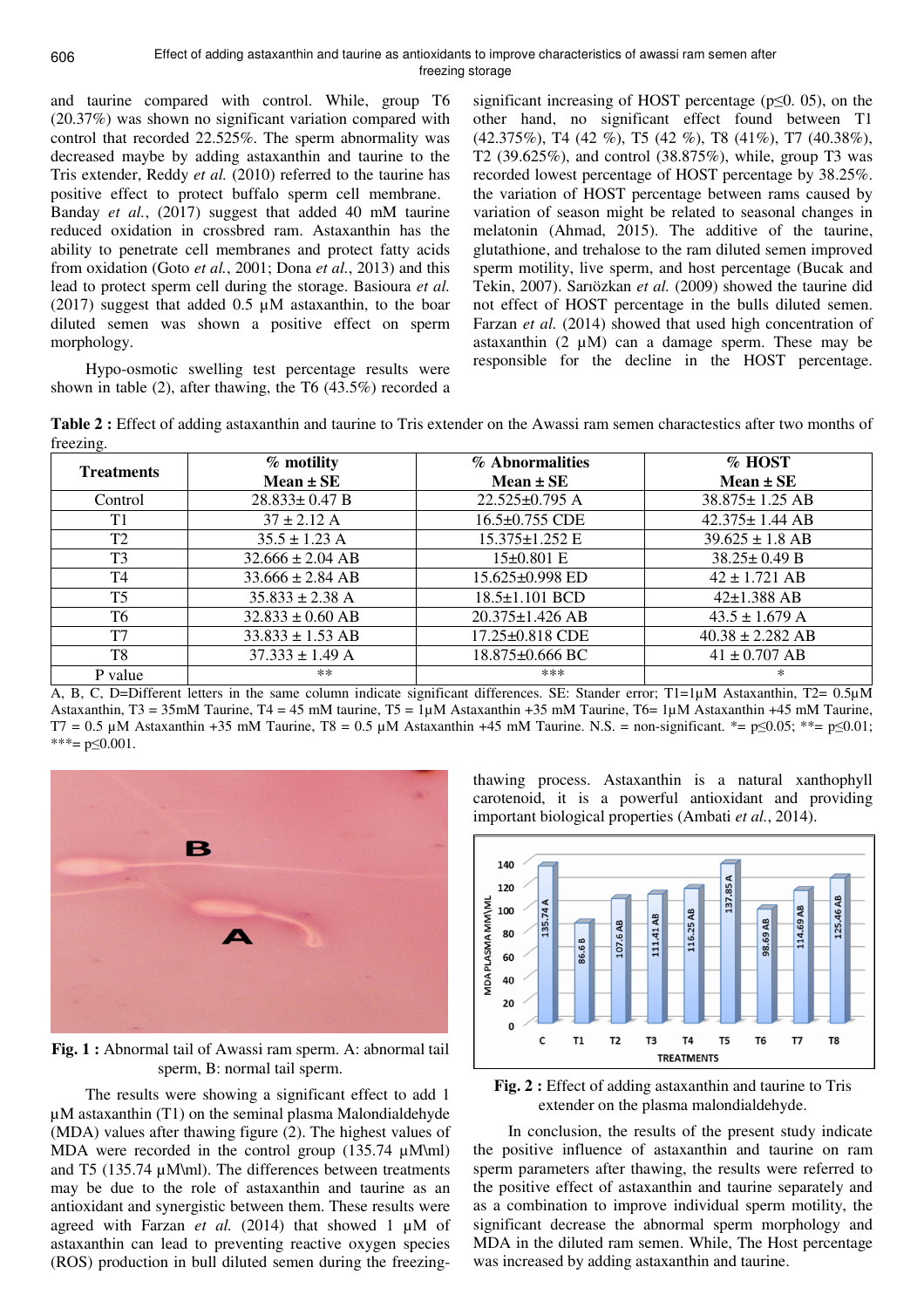and taurine compared with control. While, group T6 (20.37%) was shown no significant variation compared with control that recorded 22.525%. The sperm abnormality was decreased maybe by adding astaxanthin and taurine to the Tris extender, Reddy *et al.* (2010) referred to the taurine has positive effect to protect buffalo sperm cell membrane. Banday *et al.*, (2017) suggest that added 40 mM taurine reduced oxidation in crossbred ram. Astaxanthin has the ability to penetrate cell membranes and protect fatty acids from oxidation (Goto *et al.*, 2001; Dona *et al.*, 2013) and this lead to protect sperm cell during the storage. Basioura *et al.* (2017) suggest that added 0.5 µM astaxanthin, to the boar diluted semen was shown a positive effect on sperm morphology.

Hypo-osmotic swelling test percentage results were shown in table (2), after thawing, the T6 (43.5%) recorded a significant increasing of HOST percentage ($p \leq 0.05$), on the other hand, no significant effect found between T1 (42.375%), T4 (42 %), T5 (42 %), T8 (41%), T7 (40.38%), T2 (39.625%), and control (38.875%), while, group T3 was recorded lowest percentage of HOST percentage by 38.25%. the variation of HOST percentage between rams caused by variation of season might be related to seasonal changes in melatonin (Ahmad, 2015). The additive of the taurine, glutathione, and trehalose to the ram diluted semen improved sperm motility, live sperm, and host percentage (Bucak and Tekin, 2007). Sarıözkan *et al.* (2009) showed the taurine did not effect of HOST percentage in the bulls diluted semen. Farzan *et al.* (2014) showed that used high concentration of astaxanthin (2 µM) can a damage sperm. These may be responsible for the decline in the HOST percentage.

**Table 2 :** Effect of adding astaxanthin and taurine to Tris extender on the Awassi ram semen charactestics after two months of freezing.

| Treatments | % motility Mean ± SE | % Abnormalities Mean ± SE | % HOST Mean ± SE |
|---|---|---|---|
| Control | 28.833± 0.47 B | 22.525±0.795 A | 38.875± 1.25 AB |
| T1 | 37 ± 2.12 A | 16.5±0.755 CDE | 42.375± 1.44 AB |
| T2 | 35.5 ± 1.23 A | 15.375±1.252 E | 39.625 ± 1.8 AB |
| T3 | 32.666 ± 2.04 AB | 15±0.801 E | 38.25± 0.49 B |
| T4 | 33.666 ± 2.84 AB | 15.625±0.998 ED | 42 ± 1.721 AB |
| T5 | 35.833 ± 2.38 A | 18.5±1.101 BCD | 42±1.388 AB |
| T6 | 32.833 ± 0.60 AB | 20.375±1.426 AB | 43.5 ± 1.679 A |
| T7 | 33.833 ± 1.53 AB | 17.25±0.818 CDE | 40.38 ± 2.282 AB |
| T8 | 37.333 ± 1.49 A | 18.875±0.666 BC | 41 ± 0.707 AB |
| P value | ** | *** | * |

A, B, C, D=Different letters in the same column indicate significant differences. SE: Stander error; T1=1µM Astaxanthin, T2= 0.5µM Astaxanthin, T3 = 35mM Taurine, T4 = 45 mM taurine, T5 = 1µM Astaxanthin +35 mM Taurine, T6= 1µM Astaxanthin +45 mM Taurine, T7 = 0.5 µM Astaxanthin +35 mM Taurine, T8 = 0.5 µM Astaxanthin +45 mM Taurine. N.S. = non-significant. *= $p \leq 0.05$; **= $p \leq 0.01$; ***= $p \leq 0.001$.

**Fig. 1 :** Abnormal tail of Awassi ram sperm. A: abnormal tail sperm, B: normal tail sperm.

The results were showing a significant effect to add 1 µM astaxanthin (T1) on the seminal plasma Malondialdehyde (MDA) values after thawing figure (2). The highest values of MDA were recorded in the control group (135.74 µM\ml) and T5 (135.74 µM\ml). The differences between treatments may be due to the role of astaxanthin and taurine as an antioxidant and synergistic between them. These results were agreed with Farzan *et al.* (2014) that showed 1 µM of astaxanthin can lead to preventing reactive oxygen species (ROS) production in bull diluted semen during the freezing-thawing process. Astaxanthin is a natural xanthophyll carotenoid, it is a powerful antioxidant and providing important biological properties (Ambati *et al.*, 2014).

**Fig. 2 :** Effect of adding astaxanthin and taurine to Tris extender on the plasma malondialdehyde.

In conclusion, the results of the present study indicate the positive influence of astaxanthin and taurine on ram sperm parameters after thawing, the results were referred to the positive effect of astaxanthin and taurine separately and as a combination to improve individual sperm motility, the significant decrease the abnormal sperm morphology and MDA in the diluted ram semen. While, The Host percentage was increased by adding astaxanthin and taurine.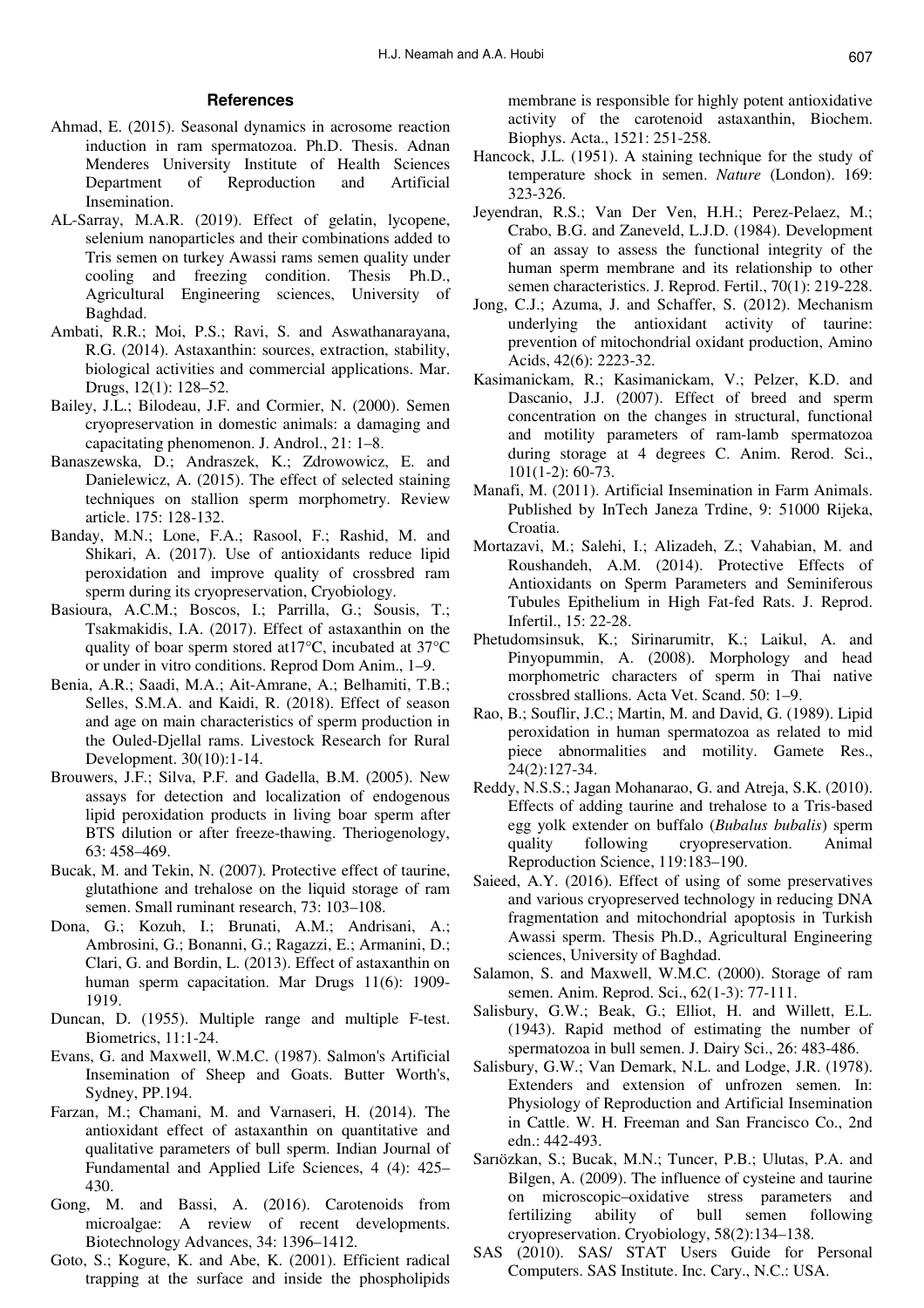### References

Ahmad, E. (2015). Seasonal dynamics in acrosome reaction induction in ram spermatozoa. Ph.D. Thesis. Adnan Menderes University Institute of Health Sciences Department of Reproduction and Artificial Insemination.

AL-Sarray, M.A.R. (2019). Effect of gelatin, lycopene, selenium nanoparticles and their combinations added to Tris semen on turkey Awassi rams semen quality under cooling and freezing condition. Thesis Ph.D., Agricultural Engineering sciences, University of Baghdad.

Ambati, R.R.; Moi, P.S.; Ravi, S. and Aswathanarayana, R.G. (2014). Astaxanthin: sources, extraction, stability, biological activities and commercial applications. Mar. Drugs, 12(1): 128–52.

Bailey, J.L.; Bilodeau, J.F. and Cormier, N. (2000). Semen cryopreservation in domestic animals: a damaging and capacitating phenomenon. J. Androl., 21: 1–8.

Banaszewska, D.; Andraszek, K.; Zdrowowicz, E. and Danielewicz, A. (2015). The effect of selected staining techniques on stallion sperm morphometry. Review article. 175: 128-132.

Banday, M.N.; Lone, F.A.; Rasool, F.; Rashid, M. and Shikari, A. (2017). Use of antioxidants reduce lipid peroxidation and improve quality of crossbred ram sperm during its cryopreservation, Cryobiology.

Basioura, A.C.M.; Boscos, I.; Parrilla, G.; Sousis, T.; Tsakmakidis, I.A. (2017). Effect of astaxanthin on the quality of boar sperm stored at17°C, incubated at 37°C or under in vitro conditions. Reprod Dom Anim., 1–9.

Benia, A.R.; Saadi, M.A.; Ait-Amrane, A.; Belhamiti, T.B.; Selles, S.M.A. and Kaidi, R. (2018). Effect of season and age on main characteristics of sperm production in the Ouled-Djellal rams. Livestock Research for Rural Development. 30(10):1-14.

Brouwers, J.F.; Silva, P.F. and Gadella, B.M. (2005). New assays for detection and localization of endogenous lipid peroxidation products in living boar sperm after BTS dilution or after freeze-thawing. Theriogenology, 63: 458–469.

Bucak, M. and Tekin, N. (2007). Protective effect of taurine, glutathione and trehalose on the liquid storage of ram semen. Small ruminant research, 73: 103–108.

Dona, G.; Kozuh, I.; Brunati, A.M.; Andrisani, A.; Ambrosini, G.; Bonanni, G.; Ragazzi, E.; Armanini, D.; Clari, G. and Bordin, L. (2013). Effect of astaxanthin on human sperm capacitation. Mar Drugs 11(6): 1909-1919.

Duncan, D. (1955). Multiple range and multiple F-test. Biometrics, 11:1-24.

Evans, G. and Maxwell, W.M.C. (1987). Salmon's Artificial Insemination of Sheep and Goats. Butter Worth's, Sydney, PP.194.

Farzan, M.; Chamani, M. and Varnaseri, H. (2014). The antioxidant effect of astaxanthin on quantitative and qualitative parameters of bull sperm. Indian Journal of Fundamental and Applied Life Sciences, 4 (4): 425–430.

Gong, M. and Bassi, A. (2016). Carotenoids from microalgae: A review of recent developments. Biotechnology Advances, 34: 1396–1412.

Goto, S.; Kogure, K. and Abe, K. (2001). Efficient radical trapping at the surface and inside the phospholipids membrane is responsible for highly potent antioxidative activity of the carotenoid astaxanthin, Biochem. Biophys. Acta., 1521: 251-258.

Hancock, J.L. (1951). A staining technique for the study of temperature shock in semen. *Nature* (London). 169: 323-326.

Jeyendran, R.S.; Van Der Ven, H.H.; Perez-Pelaez, M.; Crabo, B.G. and Zaneveld, L.J.D. (1984). Development of an assay to assess the functional integrity of the human sperm membrane and its relationship to other semen characteristics. J. Reprod. Fertil., 70(1): 219-228.

Jong, C.J.; Azuma, J. and Schaffer, S. (2012). Mechanism underlying the antioxidant activity of taurine: prevention of mitochondrial oxidant production, Amino Acids, 42(6): 2223-32.

Kasimanickam, R.; Kasimanickam, V.; Pelzer, K.D. and Dascanio, J.J. (2007). Effect of breed and sperm concentration on the changes in structural, functional and motility parameters of ram-lamb spermatozoa during storage at 4 degrees C. Anim. Rerod. Sci., 101(1-2): 60-73.

Manafi, M. (2011). Artificial Insemination in Farm Animals. Published by InTech Janeza Trdine, 9: 51000 Rijeka, Croatia.

Mortazavi, M.; Salehi, I.; Alizadeh, Z.; Vahabian, M. and Roushandeh, A.M. (2014). Protective Effects of Antioxidants on Sperm Parameters and Seminiferous Tubules Epithelium in High Fat-fed Rats. J. Reprod. Infertil., 15: 22-28.

Phetudomsinsuk, K.; Sirinarumitr, K.; Laikul, A. and Pinyopummin, A. (2008). Morphology and head morphometric characters of sperm in Thai native crossbred stallions. Acta Vet. Scand. 50: 1–9.

Rao, B.; Souflir, J.C.; Martin, M. and David, G. (1989). Lipid peroxidation in human spermatozoa as related to mid piece abnormalities and motility. Gamete Res., 24(2):127-34.

Reddy, N.S.S.; Jagan Mohanarao, G. and Atreja, S.K. (2010). Effects of adding taurine and trehalose to a Tris-based egg yolk extender on buffalo (*Bubalus bubalis*) sperm quality following cryopreservation. Animal Reproduction Science, 119:183–190.

Saieed, A.Y. (2016). Effect of using of some preservatives and various cryopreserved technology in reducing DNA fragmentation and mitochondrial apoptosis in Turkish Awassi sperm. Thesis Ph.D., Agricultural Engineering sciences, University of Baghdad.

Salamon, S. and Maxwell, W.M.C. (2000). Storage of ram semen. Anim. Reprod. Sci., 62(1-3): 77-111.

Salisbury, G.W.; Beak, G.; Elliot, H. and Willett, E.L. (1943). Rapid method of estimating the number of spermatozoa in bull semen. J. Dairy Sci., 26: 483-486.

Salisbury, G.W.; Van Demark, N.L. and Lodge, J.R. (1978). Extenders and extension of unfrozen semen. In: Physiology of Reproduction and Artificial Insemination in Cattle. W. H. Freeman and San Francisco Co., 2nd edn.: 442-493.

Sarıözkan, S.; Bucak, M.N.; Tuncer, P.B.; Ulutas, P.A. and Bilgen, A. (2009). The influence of cysteine and taurine on microscopic–oxidative stress parameters and fertilizing ability of bull semen following cryopreservation. Cryobiology, 58(2):134–138.

SAS (2010). SAS/ STAT Users Guide for Personal Computers. SAS Institute. Inc. Cary., N.C.: USA.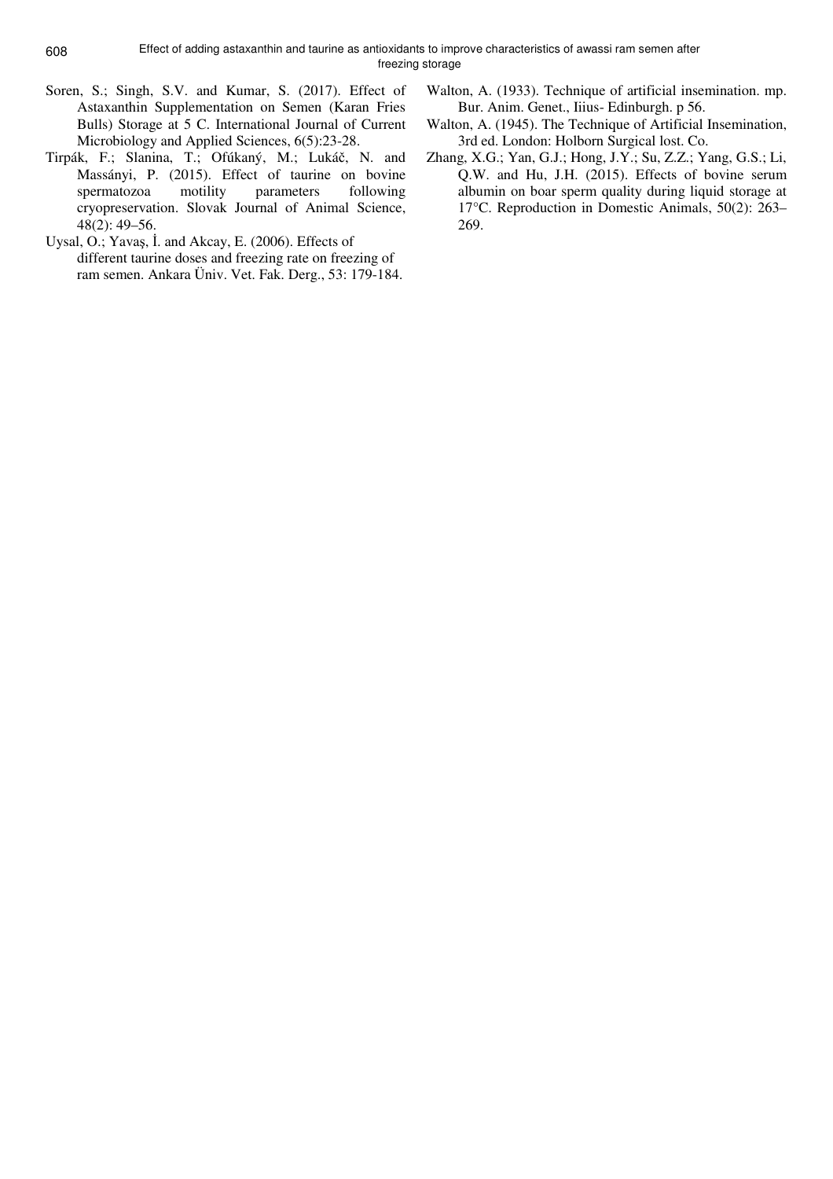Soren, S.; Singh, S.V. and Kumar, S. (2017). Effect of Astaxanthin Supplementation on Semen (Karan Fries Bulls) Storage at 5 C. International Journal of Current Microbiology and Applied Sciences, 6(5):23-28.

Tirpák, F.; Slanina, T.; Ofúkaný, M.; Lukáč, N. and Massányi, P. (2015). Effect of taurine on bovine spermatozoa motility parameters following cryopreservation. Slovak Journal of Animal Science, 48(2): 49–56.

Uysal, O.; Yavaş, İ. and Akcay, E. (2006). Effects of different taurine doses and freezing rate on freezing of ram semen. Ankara Üniv. Vet. Fak. Derg., 53: 179-184.

Walton, A. (1933). Technique of artificial insemination. mp. Bur. Anim. Genet., Iiius- Edinburgh. p 56.

Walton, A. (1945). The Technique of Artificial Insemination, 3rd ed. London: Holborn Surgical lost. Co.

Zhang, X.G.; Yan, G.J.; Hong, J.Y.; Su, Z.Z.; Yang, G.S.; Li, Q.W. and Hu, J.H. (2015). Effects of bovine serum albumin on boar sperm quality during liquid storage at 17°C. Reproduction in Domestic Animals, 50(2): 263–269.